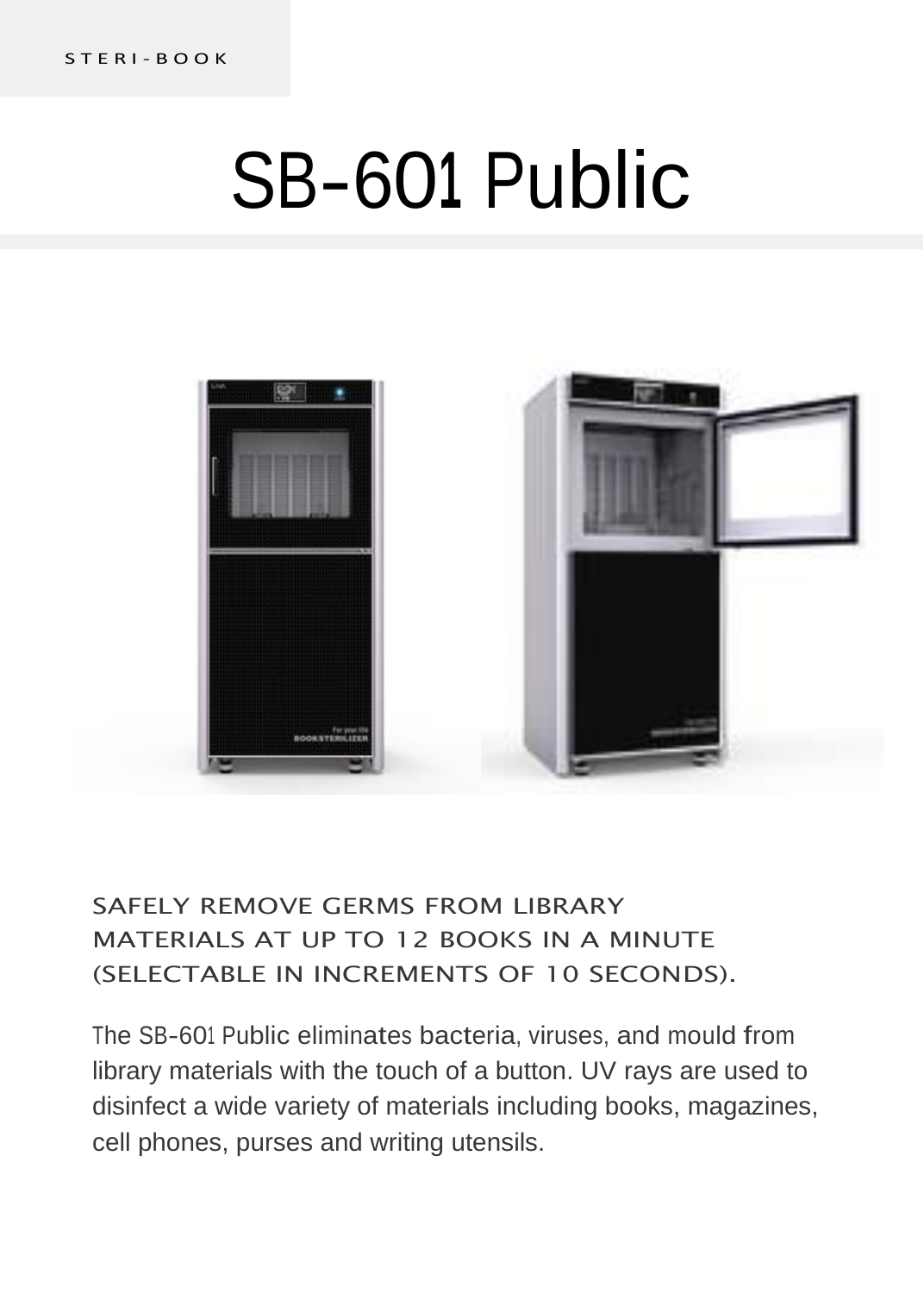STERI-BOOK

# SB-601 Public

## SAFELY REMOVE GERMS FROM LIBRARY MATERIALS AT UP TO 12 BOOKS IN A MINUTE (SELECTABLE IN INCREMENTS OF 10 SECONDS).

The SB-601 Public eliminates bacteria, viruses, and mould from library materials with the touch of a button. UV rays are used to disinfect a wide variety of materials including books, magazines, cell phones, purses and writing utensils.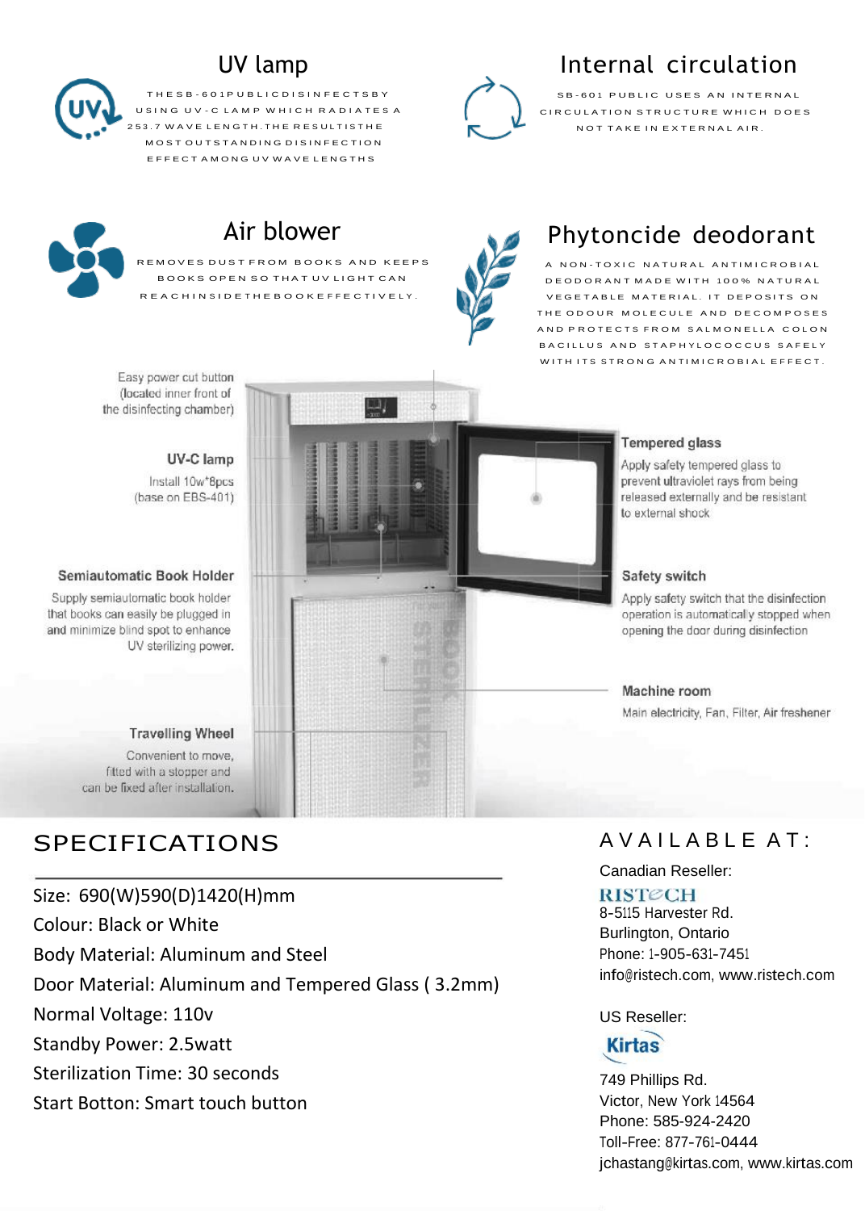## UV lamp

THE SB-601 PUBLIC DISINFECTS BY USING UV-C LAMP WHICH RADIATES A 253.7 WAVE LENGTH. THE RESULT IS THE MOST OUTSTANDING DISINFECTION EFFECT AMONG UV WAVE LENGTHS

## Internal circulation

SB-601 PUBLIC USES AN INTERNAL CIRCULATION STRUCTURE WHICH DOES NOT TAKE IN EXTERNAL AIR.

## Air blower

REMOVES DUST FROM BOOKS AND KEEPS BOOKS OPEN SO THAT UV LIGHT CAN REACH INSIDE THE BOOK EFFECTIVELY.

## Phytoncide deodorant

A NON-TOXIC NATURAL ANTIMICROBIAL DEODORANT MADE WITH 100% NATURAL VEGETABLE MATERIAL. IT DEPOSITS ON THE ODOUR MOLECULE AND DECOMPOSES AND PROTECTS FROM SALMONELLA COLON BACILLUS AND STAPHYLOCOCCUS SAFELY WITH ITS STRONG ANTIMICROBIAL EFFECT.

Easy power cut button (located inner front of the disinfecting chamber)

**UV-C lamp**
Install 10w*8pcs (base on EBS-401)

**Semiautomatic Book Holder**
Supply semiautomatic book holder that books can easily be plugged in and minimize blind spot to enhance UV sterilizing power.

**Travelling Wheel**
Convenient to move, fitted with a stopper and can be fixed after installation.

**Tempered glass**
Apply safety tempered glass to prevent ultraviolet rays from being released externally and be resistant to external shock

**Safety switch**
Apply safety switch that the disinfection operation is automatically stopped when opening the door during disinfection

**Machine room**
Main electricity, Fan, Filter, Air freshener

# SPECIFICATIONS

Size: 690(W)590(D)1420(H)mm
Colour: Black or White
Body Material: Aluminum and Steel
Door Material: Aluminum and Tempered Glass ( 3.2mm)
Normal Voltage: 110v
Standby Power: 2.5watt
Sterilization Time: 30 seconds
Start Botton: Smart touch button

# AVAILABLE AT:

Canadian Reseller:
RISTECH
8-5115 Harvester Rd.
Burlington, Ontario
Phone: 1-905-631-7451
info@ristech.com, www.ristech.com

US Reseller:
Kirtas
749 Phillips Rd.
Victor, New York 14564
Phone: 585-924-2420
Toll-Free: 877-761-0444
jchastang@kirtas.com, www.kirtas.com